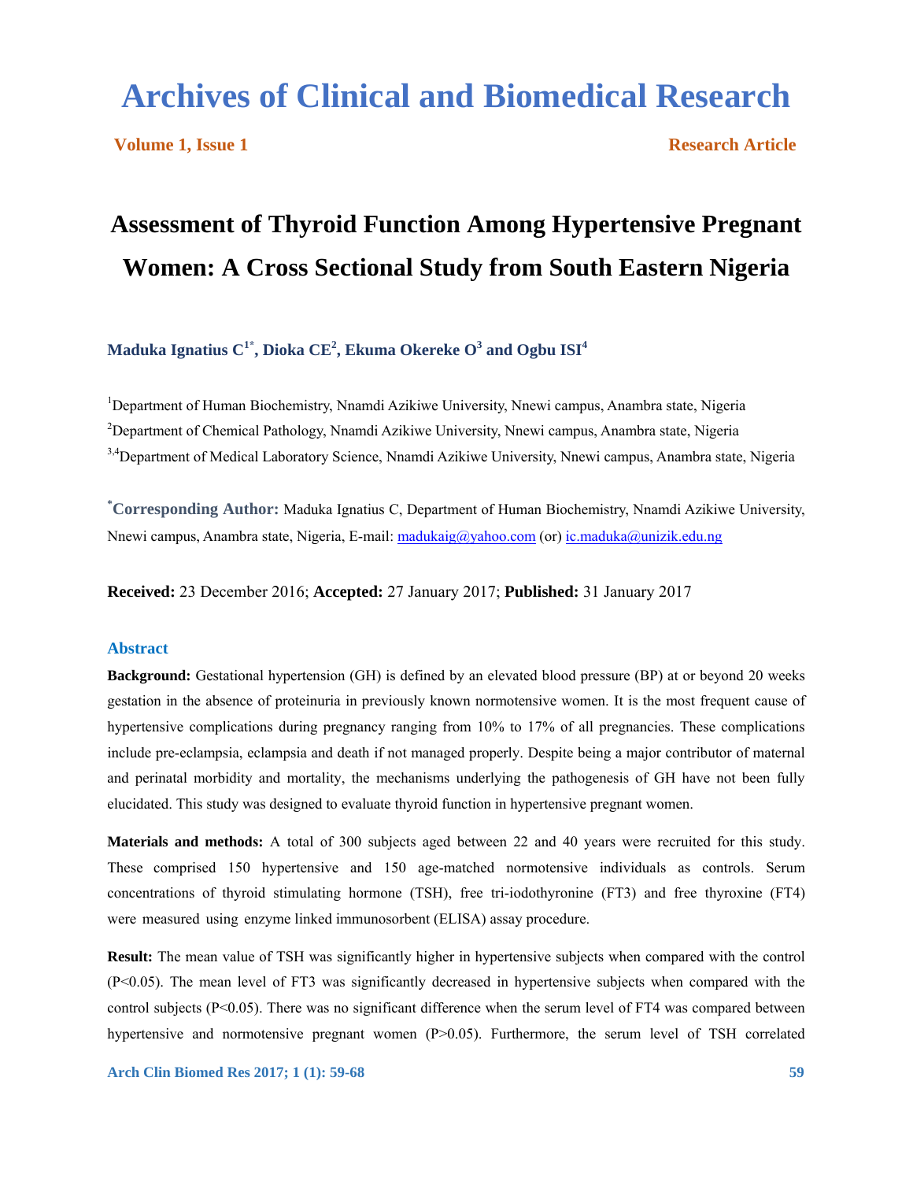# Archives of Clinical and Biomedical Research

**Volume 1, Issue 1** **Research Article**

## Assessment of Thyroid Function Among Hypertensive Pregnant Women: A Cross Sectional Study from South Eastern Nigeria

**Maduka Ignatius C[1*], Dioka CE[2], Ekuma Okereke O[3] and Ogbu ISI[4]**

[1]Department of Human Biochemistry, Nnamdi Azikiwe University, Nnewi campus, Anambra state, Nigeria

[2]Department of Chemical Pathology, Nnamdi Azikiwe University, Nnewi campus, Anambra state, Nigeria

[3,4]Department of Medical Laboratory Science, Nnamdi Azikiwe University, Nnewi campus, Anambra state, Nigeria

[*]**Corresponding Author:** Maduka Ignatius C, Department of Human Biochemistry, Nnamdi Azikiwe University, Nnewi campus, Anambra state, Nigeria, E-mail: madukaig@yahoo.com (or) ic.maduka@unizik.edu.ng

**Received:** 23 December 2016; **Accepted:** 27 January 2017; **Published:** 31 January 2017

### Abstract

**Background:** Gestational hypertension (GH) is defined by an elevated blood pressure (BP) at or beyond 20 weeks gestation in the absence of proteinuria in previously known normotensive women. It is the most frequent cause of hypertensive complications during pregnancy ranging from 10% to 17% of all pregnancies. These complications include pre-eclampsia, eclampsia and death if not managed properly. Despite being a major contributor of maternal and perinatal morbidity and mortality, the mechanisms underlying the pathogenesis of GH have not been fully elucidated. This study was designed to evaluate thyroid function in hypertensive pregnant women.

**Materials and methods:** A total of 300 subjects aged between 22 and 40 years were recruited for this study. These comprised 150 hypertensive and 150 age-matched normotensive individuals as controls. Serum concentrations of thyroid stimulating hormone (TSH), free tri-iodothyronine (FT3) and free thyroxine (FT4) were measured using enzyme linked immunosorbent (ELISA) assay procedure.

**Result:** The mean value of TSH was significantly higher in hypertensive subjects when compared with the control ($P<0.05$). The mean level of FT3 was significantly decreased in hypertensive subjects when compared with the control subjects ($P<0.05$). There was no significant difference when the serum level of FT4 was compared between hypertensive and normotensive pregnant women ($P>0.05$). Furthermore, the serum level of TSH correlated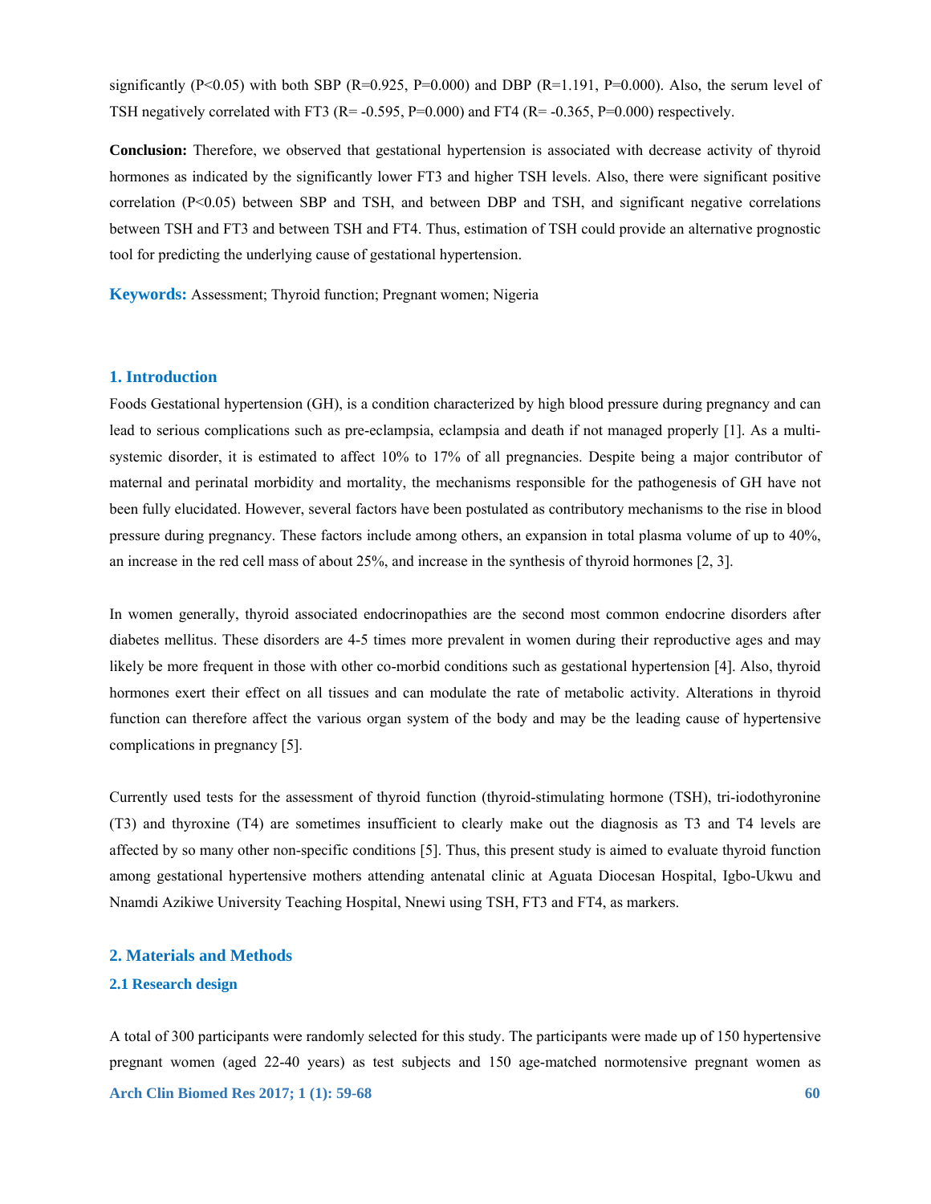significantly ($P<0.05$) with both SBP ($R=0.925$, $P=0.000$) and DBP ($R=1.191$, $P=0.000$). Also, the serum level of TSH negatively correlated with FT3 ($R= -0.595$, $P=0.000$) and FT4 ($R= -0.365$, $P=0.000$) respectively.

**Conclusion:** Therefore, we observed that gestational hypertension is associated with decrease activity of thyroid hormones as indicated by the significantly lower FT3 and higher TSH levels. Also, there were significant positive correlation ($P<0.05$) between SBP and TSH, and between DBP and TSH, and significant negative correlations between TSH and FT3 and between TSH and FT4. Thus, estimation of TSH could provide an alternative prognostic tool for predicting the underlying cause of gestational hypertension.

**Keywords:** Assessment; Thyroid function; Pregnant women; Nigeria

## 1. Introduction

Foods Gestational hypertension (GH), is a condition characterized by high blood pressure during pregnancy and can lead to serious complications such as pre-eclampsia, eclampsia and death if not managed properly [1]. As a multi-systemic disorder, it is estimated to affect 10% to 17% of all pregnancies. Despite being a major contributor of maternal and perinatal morbidity and mortality, the mechanisms responsible for the pathogenesis of GH have not been fully elucidated. However, several factors have been postulated as contributory mechanisms to the rise in blood pressure during pregnancy. These factors include among others, an expansion in total plasma volume of up to 40%, an increase in the red cell mass of about 25%, and increase in the synthesis of thyroid hormones [2, 3].

In women generally, thyroid associated endocrinopathies are the second most common endocrine disorders after diabetes mellitus. These disorders are 4-5 times more prevalent in women during their reproductive ages and may likely be more frequent in those with other co-morbid conditions such as gestational hypertension [4]. Also, thyroid hormones exert their effect on all tissues and can modulate the rate of metabolic activity. Alterations in thyroid function can therefore affect the various organ system of the body and may be the leading cause of hypertensive complications in pregnancy [5].

Currently used tests for the assessment of thyroid function (thyroid-stimulating hormone (TSH), tri-iodothyronine (T3) and thyroxine (T4) are sometimes insufficient to clearly make out the diagnosis as T3 and T4 levels are affected by so many other non-specific conditions [5]. Thus, this present study is aimed to evaluate thyroid function among gestational hypertensive mothers attending antenatal clinic at Aguata Diocesan Hospital, Igbo-Ukwu and Nnamdi Azikiwe University Teaching Hospital, Nnewi using TSH, FT3 and FT4, as markers.

## 2. Materials and Methods

### 2.1 Research design

A total of 300 participants were randomly selected for this study. The participants were made up of 150 hypertensive pregnant women (aged 22-40 years) as test subjects and 150 age-matched normotensive pregnant women as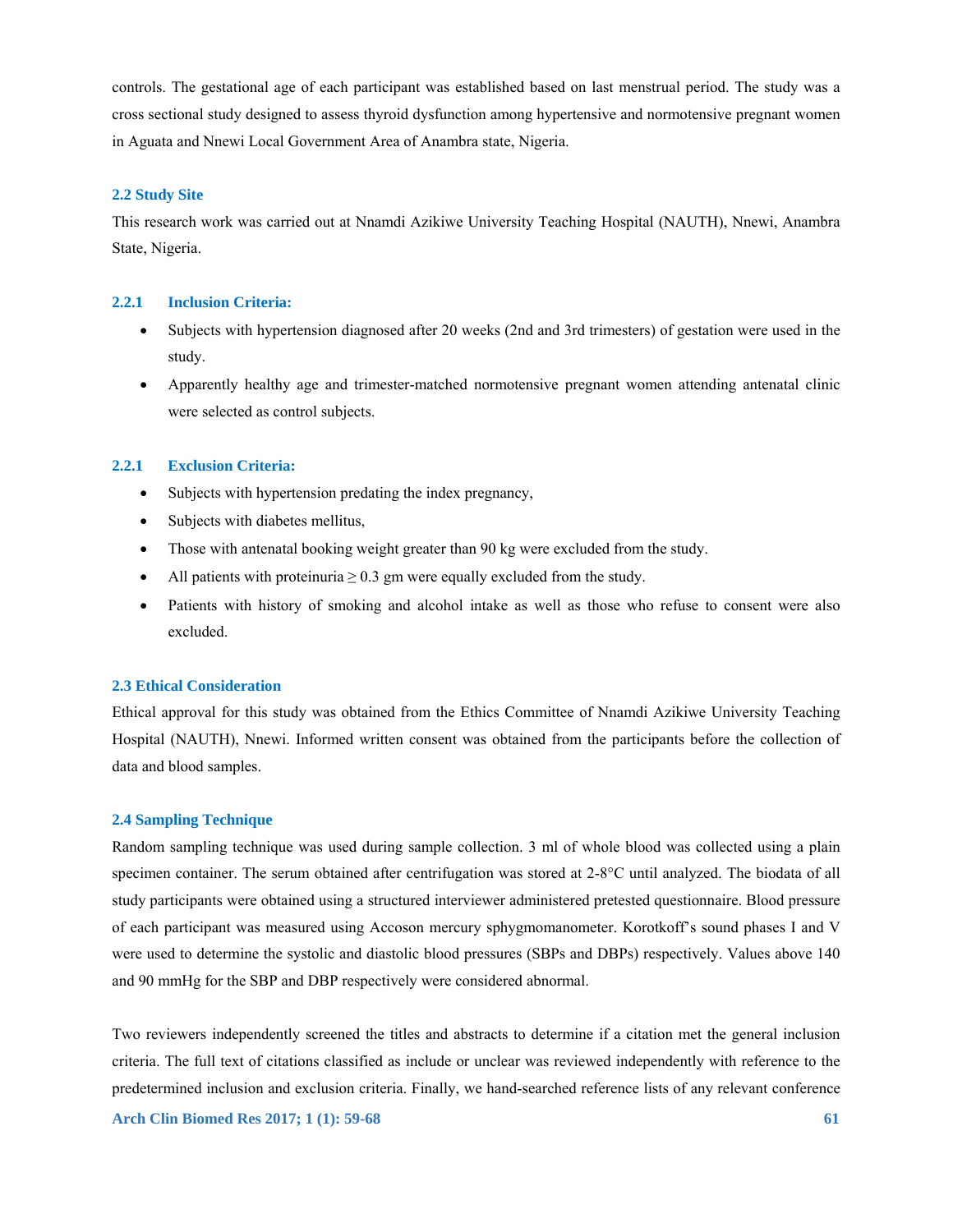controls. The gestational age of each participant was established based on last menstrual period. The study was a cross sectional study designed to assess thyroid dysfunction among hypertensive and normotensive pregnant women in Aguata and Nnewi Local Government Area of Anambra state, Nigeria.

### 2.2 Study Site

This research work was carried out at Nnamdi Azikiwe University Teaching Hospital (NAUTH), Nnewi, Anambra State, Nigeria.

#### 2.2.1 Inclusion Criteria:

- Subjects with hypertension diagnosed after 20 weeks (2nd and 3rd trimesters) of gestation were used in the study.
- Apparently healthy age and trimester-matched normotensive pregnant women attending antenatal clinic were selected as control subjects.

#### 2.2.1 Exclusion Criteria:

- Subjects with hypertension predating the index pregnancy,
- Subjects with diabetes mellitus,
- Those with antenatal booking weight greater than 90 kg were excluded from the study.
- All patients with proteinuria ≥ 0.3 gm were equally excluded from the study.
- Patients with history of smoking and alcohol intake as well as those who refuse to consent were also excluded.

### 2.3 Ethical Consideration

Ethical approval for this study was obtained from the Ethics Committee of Nnamdi Azikiwe University Teaching Hospital (NAUTH), Nnewi. Informed written consent was obtained from the participants before the collection of data and blood samples.

### 2.4 Sampling Technique

Random sampling technique was used during sample collection. 3 ml of whole blood was collected using a plain specimen container. The serum obtained after centrifugation was stored at 2-8°C until analyzed. The biodata of all study participants were obtained using a structured interviewer administered pretested questionnaire. Blood pressure of each participant was measured using Accoson mercury sphygmomanometer. Korotkoff's sound phases I and V were used to determine the systolic and diastolic blood pressures (SBPs and DBPs) respectively. Values above 140 and 90 mmHg for the SBP and DBP respectively were considered abnormal.

Two reviewers independently screened the titles and abstracts to determine if a citation met the general inclusion criteria. The full text of citations classified as include or unclear was reviewed independently with reference to the predetermined inclusion and exclusion criteria. Finally, we hand-searched reference lists of any relevant conference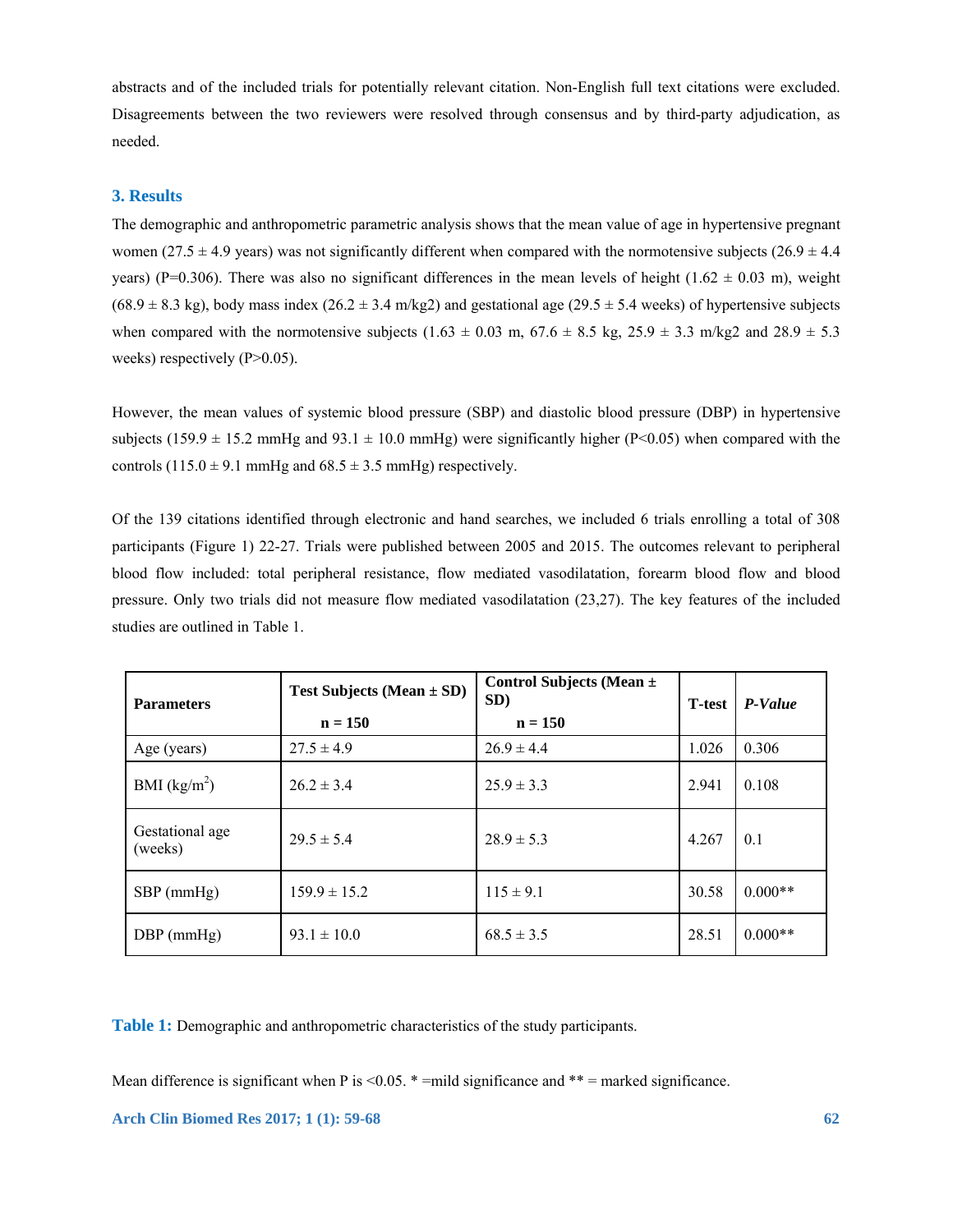abstracts and of the included trials for potentially relevant citation. Non-English full text citations were excluded. Disagreements between the two reviewers were resolved through consensus and by third-party adjudication, as needed.

## 3. Results

The demographic and anthropometric parametric analysis shows that the mean value of age in hypertensive pregnant women (27.5 ± 4.9 years) was not significantly different when compared with the normotensive subjects (26.9 ± 4.4 years) (P=0.306). There was also no significant differences in the mean levels of height (1.62 ± 0.03 m), weight (68.9 ± 8.3 kg), body mass index (26.2 ± 3.4 m/kg2) and gestational age (29.5 ± 5.4 weeks) of hypertensive subjects when compared with the normotensive subjects (1.63 ± 0.03 m, 67.6 ± 8.5 kg, 25.9 ± 3.3 m/kg2 and 28.9 ± 5.3 weeks) respectively (P>0.05).

However, the mean values of systemic blood pressure (SBP) and diastolic blood pressure (DBP) in hypertensive subjects (159.9 ± 15.2 mmHg and 93.1 ± 10.0 mmHg) were significantly higher (P<0.05) when compared with the controls (115.0 ± 9.1 mmHg and 68.5 ± 3.5 mmHg) respectively.

Of the 139 citations identified through electronic and hand searches, we included 6 trials enrolling a total of 308 participants (Figure 1) 22-27. Trials were published between 2005 and 2015. The outcomes relevant to peripheral blood flow included: total peripheral resistance, flow mediated vasodilatation, forearm blood flow and blood pressure. Only two trials did not measure flow mediated vasodilatation (23,27). The key features of the included studies are outlined in Table 1.

| **Parameters** | **Test Subjects (Mean ± SD) n = 150** | **Control Subjects (Mean ± SD) n = 150** | **T-test** | ***P-Value*** |
|---|---|---|---|---|
| Age (years) | 27.5 ± 4.9 | 26.9 ± 4.4 | 1.026 | 0.306 |
| BMI (kg/m$^2$) | 26.2 ± 3.4 | 25.9 ± 3.3 | 2.941 | 0.108 |
| Gestational age (weeks) | 29.5 ± 5.4 | 28.9 ± 5.3 | 4.267 | 0.1 |
| SBP (mmHg) | 159.9 ± 15.2 | 115 ± 9.1 | 30.58 | 0.000** |
| DBP (mmHg) | 93.1 ± 10.0 | 68.5 ± 3.5 | 28.51 | 0.000** |

**Table 1:** Demographic and anthropometric characteristics of the study participants.

Mean difference is significant when P is <0.05. * =mild significance and ** = marked significance.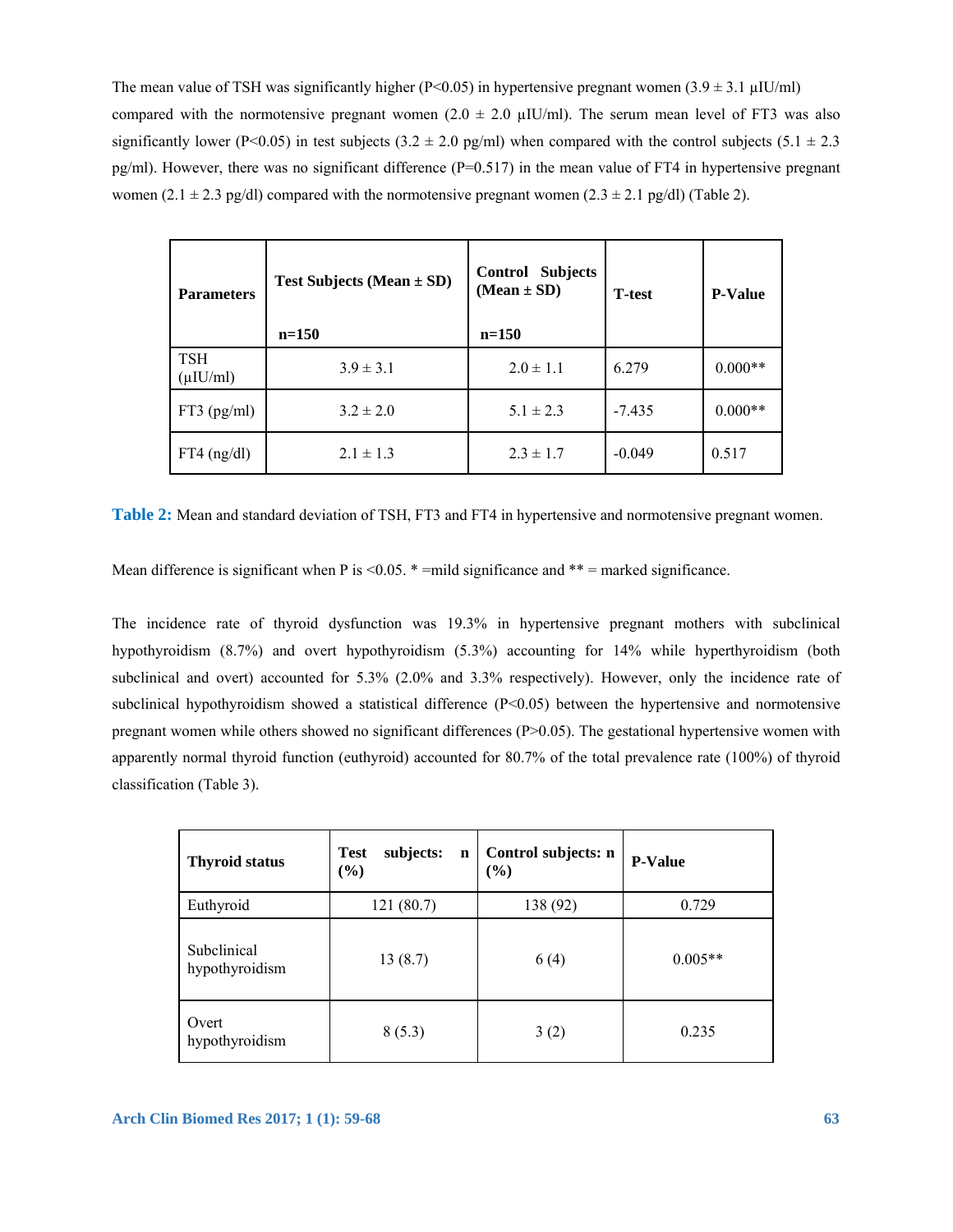The mean value of TSH was significantly higher (P<0.05) in hypertensive pregnant women (3.9 ± 3.1 µIU/ml) compared with the normotensive pregnant women (2.0 ± 2.0 µIU/ml). The serum mean level of FT3 was also significantly lower (P<0.05) in test subjects (3.2 ± 2.0 pg/ml) when compared with the control subjects (5.1 ± 2.3 pg/ml). However, there was no significant difference (P=0.517) in the mean value of FT4 in hypertensive pregnant women (2.1 ± 2.3 pg/dl) compared with the normotensive pregnant women (2.3 ± 2.1 pg/dl) (Table 2).

| Parameters | Test Subjects (Mean ± SD) n=150 | Control Subjects (Mean ± SD) n=150 | T-test | P-Value |
|---|---|---|---|---|
| TSH (µIU/ml) | 3.9 ± 3.1 | 2.0 ± 1.1 | 6.279 | 0.000** |
| FT3 (pg/ml) | 3.2 ± 2.0 | 5.1 ± 2.3 | -7.435 | 0.000** |
| FT4 (ng/dl) | 2.1 ± 1.3 | 2.3 ± 1.7 | -0.049 | 0.517 |

**Table 2:** Mean and standard deviation of TSH, FT3 and FT4 in hypertensive and normotensive pregnant women.

Mean difference is significant when P is <0.05. * =mild significance and ** = marked significance.

The incidence rate of thyroid dysfunction was 19.3% in hypertensive pregnant mothers with subclinical hypothyroidism (8.7%) and overt hypothyroidism (5.3%) accounting for 14% while hyperthyroidism (both subclinical and overt) accounted for 5.3% (2.0% and 3.3% respectively). However, only the incidence rate of subclinical hypothyroidism showed a statistical difference (P<0.05) between the hypertensive and normotensive pregnant women while others showed no significant differences (P>0.05). The gestational hypertensive women with apparently normal thyroid function (euthyroid) accounted for 80.7% of the total prevalence rate (100%) of thyroid classification (Table 3).

| Thyroid status | Test subjects: n (%) | Control subjects: n (%) | P-Value |
|---|---|---|---|
| Euthyroid | 121 (80.7) | 138 (92) | 0.729 |
| Subclinical hypothyroidism | 13 (8.7) | 6 (4) | 0.005** |
| Overt hypothyroidism | 8 (5.3) | 3 (2) | 0.235 |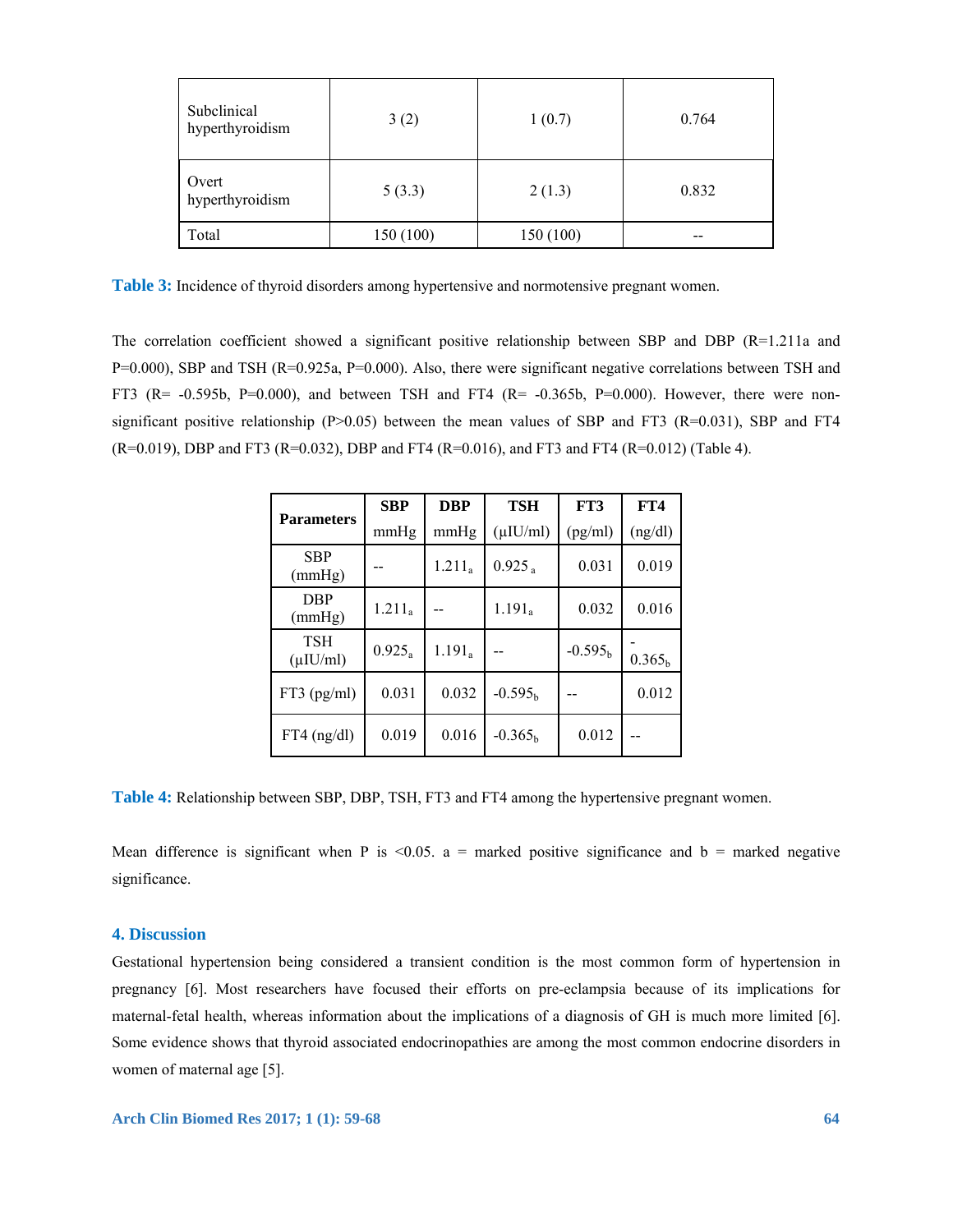| | | | |
|---|---|---|---|
| Subclinical hyperthyroidism | 3 (2) | 1 (0.7) | 0.764 |
| Overt hyperthyroidism | 5 (3.3) | 2 (1.3) | 0.832 |
| Total | 150 (100) | 150 (100) | -- |

**Table 3:** Incidence of thyroid disorders among hypertensive and normotensive pregnant women.

The correlation coefficient showed a significant positive relationship between SBP and DBP (R=1.211a and P=0.000), SBP and TSH (R=0.925a, P=0.000). Also, there were significant negative correlations between TSH and FT3 (R= -0.595b, P=0.000), and between TSH and FT4 (R= -0.365b, P=0.000). However, there were non-significant positive relationship (P>0.05) between the mean values of SBP and FT3 (R=0.031), SBP and FT4 (R=0.019), DBP and FT3 (R=0.032), DBP and FT4 (R=0.016), and FT3 and FT4 (R=0.012) (Table 4).

| Parameters | SBP mmHg | DBP mmHg | TSH (μIU/ml) | FT3 (pg/ml) | FT4 (ng/dl) |
|---|---|---|---|---|---|
| SBP (mmHg) | -- | $1.211_a$ | $0.925_a$ | 0.031 | 0.019 |
| DBP (mmHg) | $1.211_a$ | -- | $1.191_a$ | 0.032 | 0.016 |
| TSH (μIU/ml) | $0.925_a$ | $1.191_a$ | -- | $-0.595_b$ | $-0.365_b$ |
| FT3 (pg/ml) | 0.031 | 0.032 | $-0.595_b$ | -- | 0.012 |
| FT4 (ng/dl) | 0.019 | 0.016 | $-0.365_b$ | 0.012 | -- |

**Table 4:** Relationship between SBP, DBP, TSH, FT3 and FT4 among the hypertensive pregnant women.

Mean difference is significant when P is <0.05. a = marked positive significance and b = marked negative significance.

## 4. Discussion

Gestational hypertension being considered a transient condition is the most common form of hypertension in pregnancy [6]. Most researchers have focused their efforts on pre-eclampsia because of its implications for maternal-fetal health, whereas information about the implications of a diagnosis of GH is much more limited [6]. Some evidence shows that thyroid associated endocrinopathies are among the most common endocrine disorders in women of maternal age [5].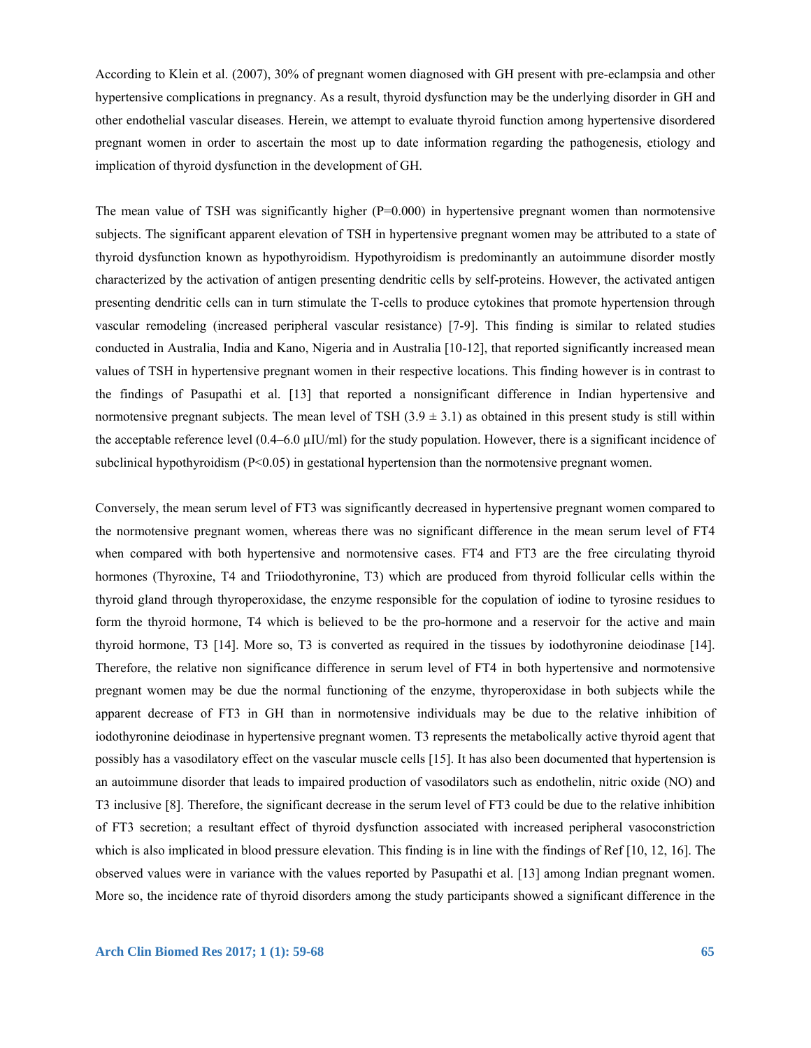According to Klein et al. (2007), 30% of pregnant women diagnosed with GH present with pre-eclampsia and other hypertensive complications in pregnancy. As a result, thyroid dysfunction may be the underlying disorder in GH and other endothelial vascular diseases. Herein, we attempt to evaluate thyroid function among hypertensive disordered pregnant women in order to ascertain the most up to date information regarding the pathogenesis, etiology and implication of thyroid dysfunction in the development of GH.

The mean value of TSH was significantly higher ($P=0.000$) in hypertensive pregnant women than normotensive subjects. The significant apparent elevation of TSH in hypertensive pregnant women may be attributed to a state of thyroid dysfunction known as hypothyroidism. Hypothyroidism is predominantly an autoimmune disorder mostly characterized by the activation of antigen presenting dendritic cells by self-proteins. However, the activated antigen presenting dendritic cells can in turn stimulate the T-cells to produce cytokines that promote hypertension through vascular remodeling (increased peripheral vascular resistance) [7-9]. This finding is similar to related studies conducted in Australia, India and Kano, Nigeria and in Australia [10-12], that reported significantly increased mean values of TSH in hypertensive pregnant women in their respective locations. This finding however is in contrast to the findings of Pasupathi et al. [13] that reported a nonsignificant difference in Indian hypertensive and normotensive pregnant subjects. The mean level of TSH ($3.9 \pm 3.1$) as obtained in this present study is still within the acceptable reference level (0.4–6.0 µIU/ml) for the study population. However, there is a significant incidence of subclinical hypothyroidism ($P<0.05$) in gestational hypertension than the normotensive pregnant women.

Conversely, the mean serum level of FT3 was significantly decreased in hypertensive pregnant women compared to the normotensive pregnant women, whereas there was no significant difference in the mean serum level of FT4 when compared with both hypertensive and normotensive cases. FT4 and FT3 are the free circulating thyroid hormones (Thyroxine, T4 and Triiodothyronine, T3) which are produced from thyroid follicular cells within the thyroid gland through thyroperoxidase, the enzyme responsible for the copulation of iodine to tyrosine residues to form the thyroid hormone, T4 which is believed to be the pro-hormone and a reservoir for the active and main thyroid hormone, T3 [14]. More so, T3 is converted as required in the tissues by iodothyronine deiodinase [14]. Therefore, the relative non significance difference in serum level of FT4 in both hypertensive and normotensive pregnant women may be due the normal functioning of the enzyme, thyroperoxidase in both subjects while the apparent decrease of FT3 in GH than in normotensive individuals may be due to the relative inhibition of iodothyronine deiodinase in hypertensive pregnant women. T3 represents the metabolically active thyroid agent that possibly has a vasodilatory effect on the vascular muscle cells [15]. It has also been documented that hypertension is an autoimmune disorder that leads to impaired production of vasodilators such as endothelin, nitric oxide (NO) and T3 inclusive [8]. Therefore, the significant decrease in the serum level of FT3 could be due to the relative inhibition of FT3 secretion; a resultant effect of thyroid dysfunction associated with increased peripheral vasoconstriction which is also implicated in blood pressure elevation. This finding is in line with the findings of Ref [10, 12, 16]. The observed values were in variance with the values reported by Pasupathi et al. [13] among Indian pregnant women. More so, the incidence rate of thyroid disorders among the study participants showed a significant difference in the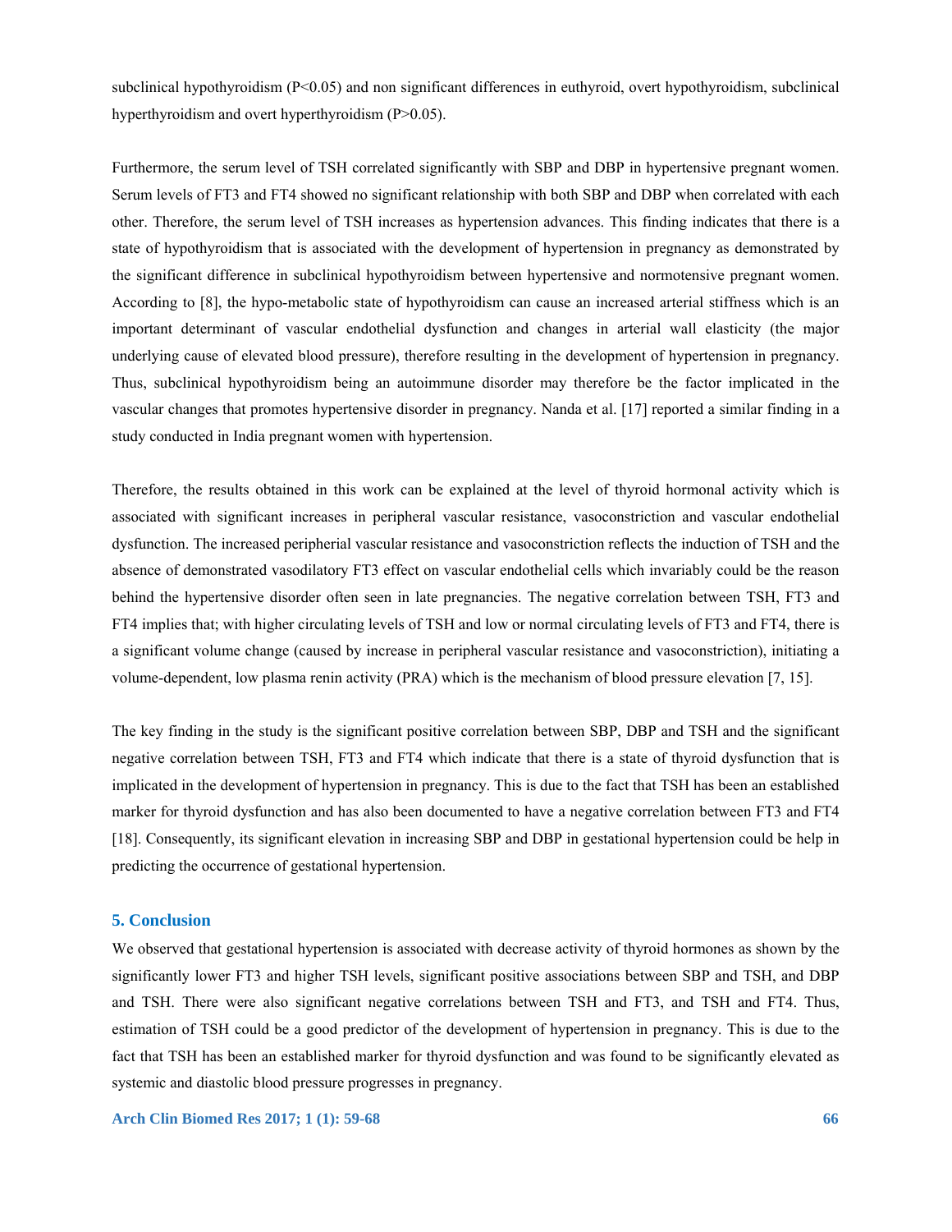subclinical hypothyroidism ($P<0.05$) and non significant differences in euthyroid, overt hypothyroidism, subclinical hyperthyroidism and overt hyperthyroidism ($P>0.05$).

Furthermore, the serum level of TSH correlated significantly with SBP and DBP in hypertensive pregnant women. Serum levels of FT3 and FT4 showed no significant relationship with both SBP and DBP when correlated with each other. Therefore, the serum level of TSH increases as hypertension advances. This finding indicates that there is a state of hypothyroidism that is associated with the development of hypertension in pregnancy as demonstrated by the significant difference in subclinical hypothyroidism between hypertensive and normotensive pregnant women. According to [8], the hypo-metabolic state of hypothyroidism can cause an increased arterial stiffness which is an important determinant of vascular endothelial dysfunction and changes in arterial wall elasticity (the major underlying cause of elevated blood pressure), therefore resulting in the development of hypertension in pregnancy. Thus, subclinical hypothyroidism being an autoimmune disorder may therefore be the factor implicated in the vascular changes that promotes hypertensive disorder in pregnancy. Nanda et al. [17] reported a similar finding in a study conducted in India pregnant women with hypertension.

Therefore, the results obtained in this work can be explained at the level of thyroid hormonal activity which is associated with significant increases in peripheral vascular resistance, vasoconstriction and vascular endothelial dysfunction. The increased peripherial vascular resistance and vasoconstriction reflects the induction of TSH and the absence of demonstrated vasodilatory FT3 effect on vascular endothelial cells which invariably could be the reason behind the hypertensive disorder often seen in late pregnancies. The negative correlation between TSH, FT3 and FT4 implies that; with higher circulating levels of TSH and low or normal circulating levels of FT3 and FT4, there is a significant volume change (caused by increase in peripheral vascular resistance and vasoconstriction), initiating a volume-dependent, low plasma renin activity (PRA) which is the mechanism of blood pressure elevation [7, 15].

The key finding in the study is the significant positive correlation between SBP, DBP and TSH and the significant negative correlation between TSH, FT3 and FT4 which indicate that there is a state of thyroid dysfunction that is implicated in the development of hypertension in pregnancy. This is due to the fact that TSH has been an established marker for thyroid dysfunction and has also been documented to have a negative correlation between FT3 and FT4 [18]. Consequently, its significant elevation in increasing SBP and DBP in gestational hypertension could be help in predicting the occurrence of gestational hypertension.

## 5. Conclusion

We observed that gestational hypertension is associated with decrease activity of thyroid hormones as shown by the significantly lower FT3 and higher TSH levels, significant positive associations between SBP and TSH, and DBP and TSH. There were also significant negative correlations between TSH and FT3, and TSH and FT4. Thus, estimation of TSH could be a good predictor of the development of hypertension in pregnancy. This is due to the fact that TSH has been an established marker for thyroid dysfunction and was found to be significantly elevated as systemic and diastolic blood pressure progresses in pregnancy.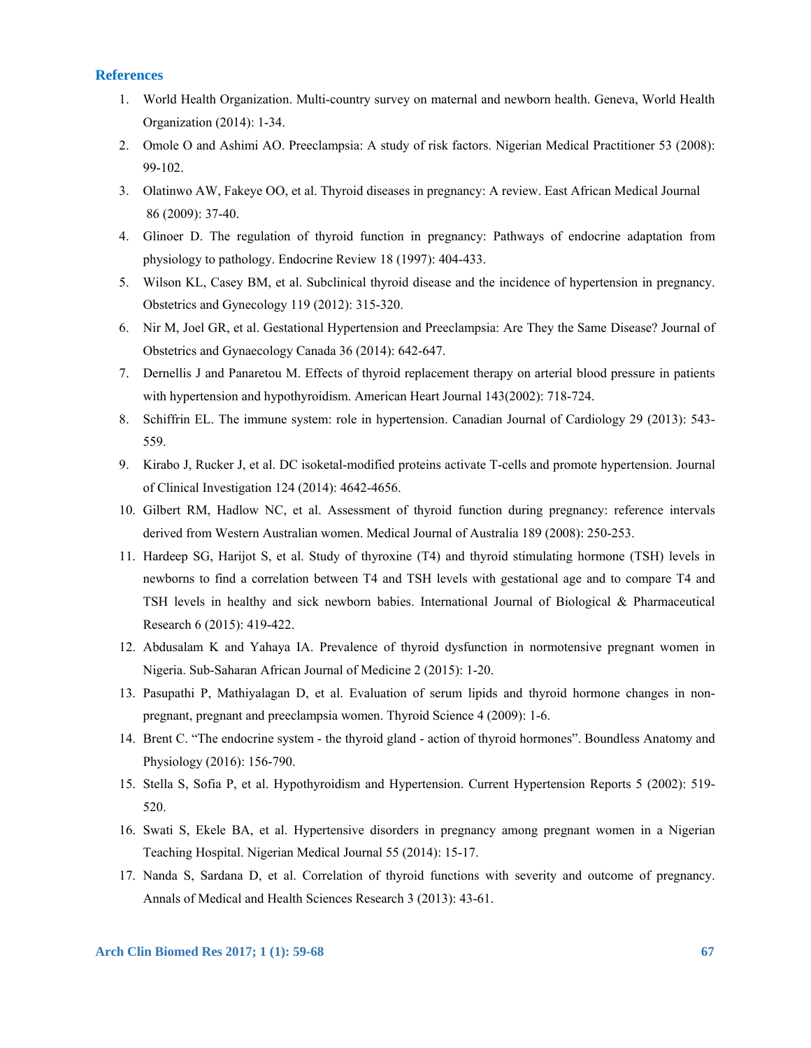## References

1. World Health Organization. Multi-country survey on maternal and newborn health. Geneva, World Health Organization (2014): 1-34.
2. Omole O and Ashimi AO. Preeclampsia: A study of risk factors. Nigerian Medical Practitioner 53 (2008): 99-102.
3. Olatinwo AW, Fakeye OO, et al. Thyroid diseases in pregnancy: A review. East African Medical Journal 86 (2009): 37-40.
4. Glinoer D. The regulation of thyroid function in pregnancy: Pathways of endocrine adaptation from physiology to pathology. Endocrine Review 18 (1997): 404-433.
5. Wilson KL, Casey BM, et al. Subclinical thyroid disease and the incidence of hypertension in pregnancy. Obstetrics and Gynecology 119 (2012): 315-320.
6. Nir M, Joel GR, et al. Gestational Hypertension and Preeclampsia: Are They the Same Disease? Journal of Obstetrics and Gynaecology Canada 36 (2014): 642-647.
7. Dernellis J and Panaretou M. Effects of thyroid replacement therapy on arterial blood pressure in patients with hypertension and hypothyroidism. American Heart Journal 143(2002): 718-724.
8. Schiffrin EL. The immune system: role in hypertension. Canadian Journal of Cardiology 29 (2013): 543-559.
9. Kirabo J, Rucker J, et al. DC isoketal-modified proteins activate T-cells and promote hypertension. Journal of Clinical Investigation 124 (2014): 4642-4656.
10. Gilbert RM, Hadlow NC, et al. Assessment of thyroid function during pregnancy: reference intervals derived from Western Australian women. Medical Journal of Australia 189 (2008): 250-253.
11. Hardeep SG, Harijot S, et al. Study of thyroxine (T4) and thyroid stimulating hormone (TSH) levels in newborns to find a correlation between T4 and TSH levels with gestational age and to compare T4 and TSH levels in healthy and sick newborn babies. International Journal of Biological & Pharmaceutical Research 6 (2015): 419-422.
12. Abdusalam K and Yahaya IA. Prevalence of thyroid dysfunction in normotensive pregnant women in Nigeria. Sub-Saharan African Journal of Medicine 2 (2015): 1-20.
13. Pasupathi P, Mathiyalagan D, et al. Evaluation of serum lipids and thyroid hormone changes in non-pregnant, pregnant and preeclampsia women. Thyroid Science 4 (2009): 1-6.
14. Brent C. "The endocrine system - the thyroid gland - action of thyroid hormones". Boundless Anatomy and Physiology (2016): 156-790.
15. Stella S, Sofia P, et al. Hypothyroidism and Hypertension. Current Hypertension Reports 5 (2002): 519-520.
16. Swati S, Ekele BA, et al. Hypertensive disorders in pregnancy among pregnant women in a Nigerian Teaching Hospital. Nigerian Medical Journal 55 (2014): 15-17.
17. Nanda S, Sardana D, et al. Correlation of thyroid functions with severity and outcome of pregnancy. Annals of Medical and Health Sciences Research 3 (2013): 43-61.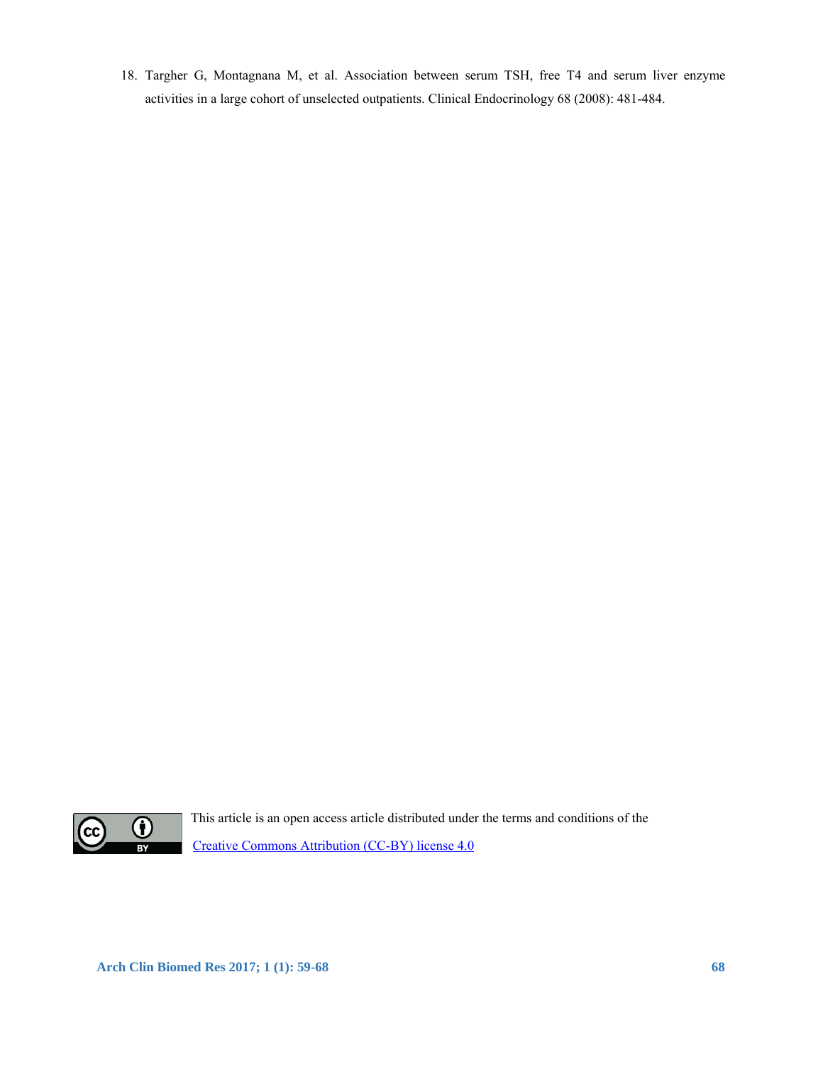18. Targher G, Montagnana M, et al. Association between serum TSH, free T4 and serum liver enzyme activities in a large cohort of unselected outpatients. Clinical Endocrinology 68 (2008): 481-484.

This article is an open access article distributed under the terms and conditions of the [Creative Commons Attribution (CC-BY) license 4.0]